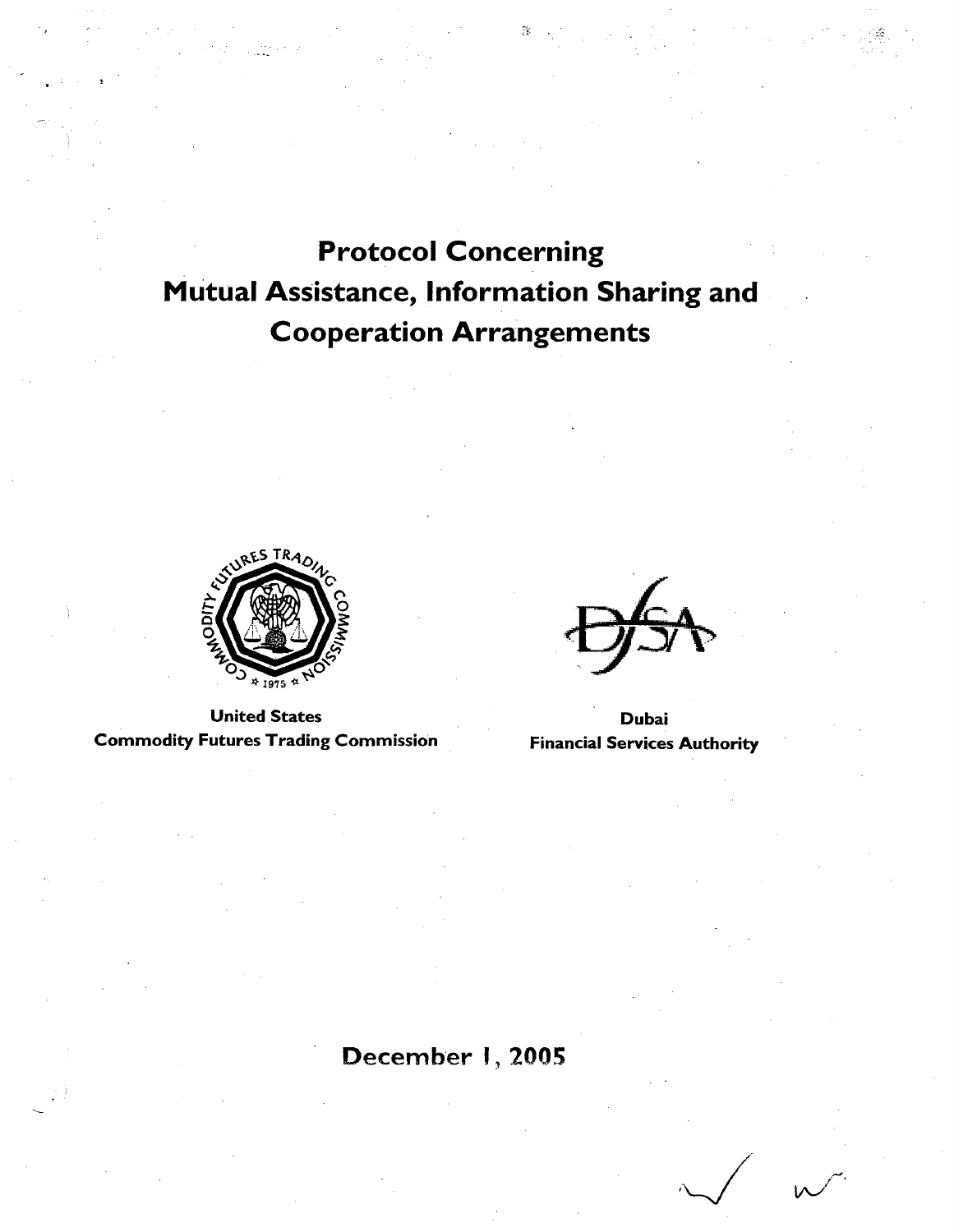# Protocol Concerning Mutual Assistance, Information Sharing and Cooperation Arrangements

**United States**
**Commodity Futures Trading Commission**

**Dubai**
**Financial Services Authority**

December 1, 2005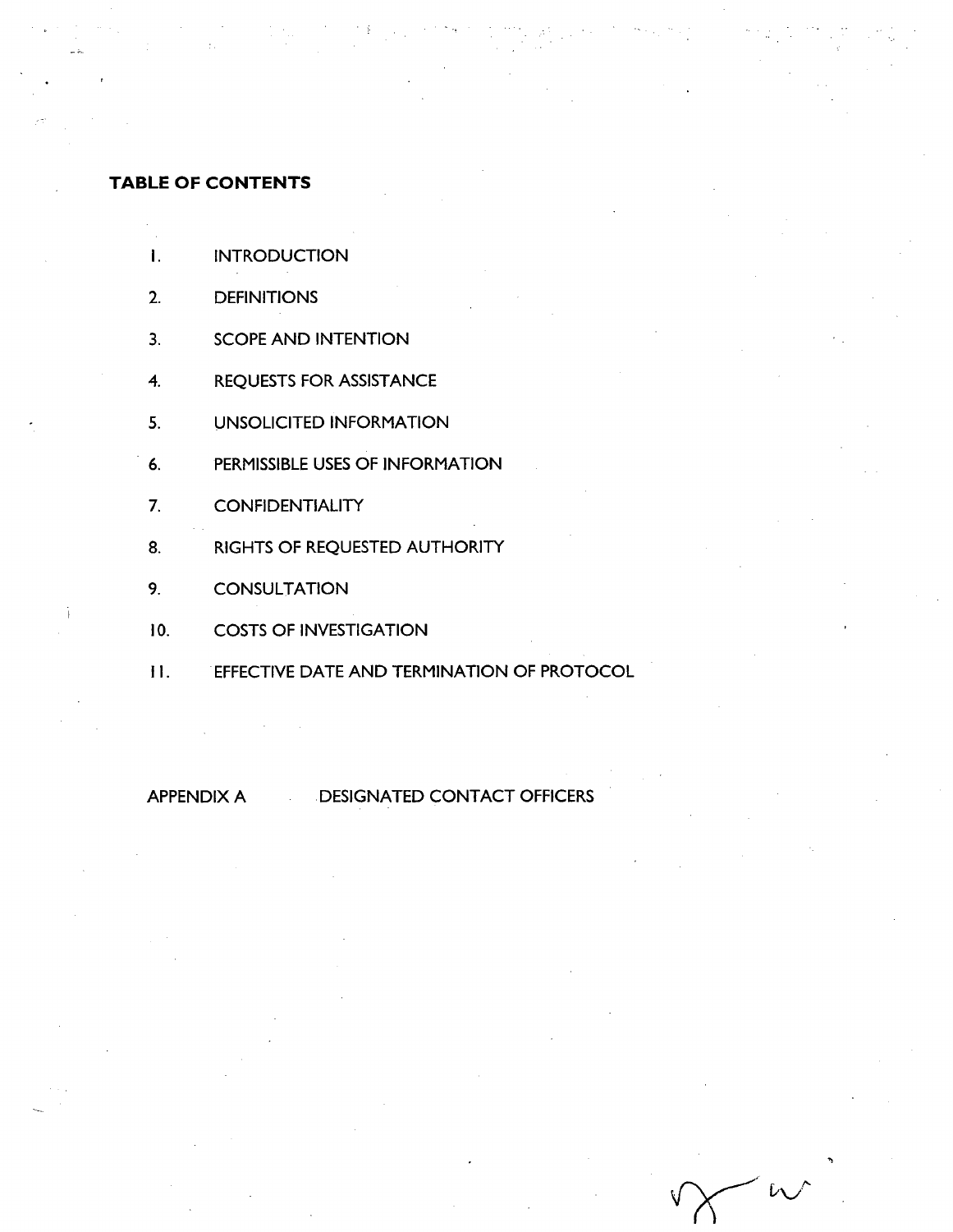**TABLE OF CONTENTS**

1. INTRODUCTION
2. DEFINITIONS
3. SCOPE AND INTENTION
4. REQUESTS FOR ASSISTANCE
5. UNSOLICITED INFORMATION
6. PERMISSIBLE USES OF INFORMATION
7. CONFIDENTIALITY
8. RIGHTS OF REQUESTED AUTHORITY
9. CONSULTATION
10. COSTS OF INVESTIGATION
11. EFFECTIVE DATE AND TERMINATION OF PROTOCOL

APPENDIX A DESIGNATED CONTACT OFFICERS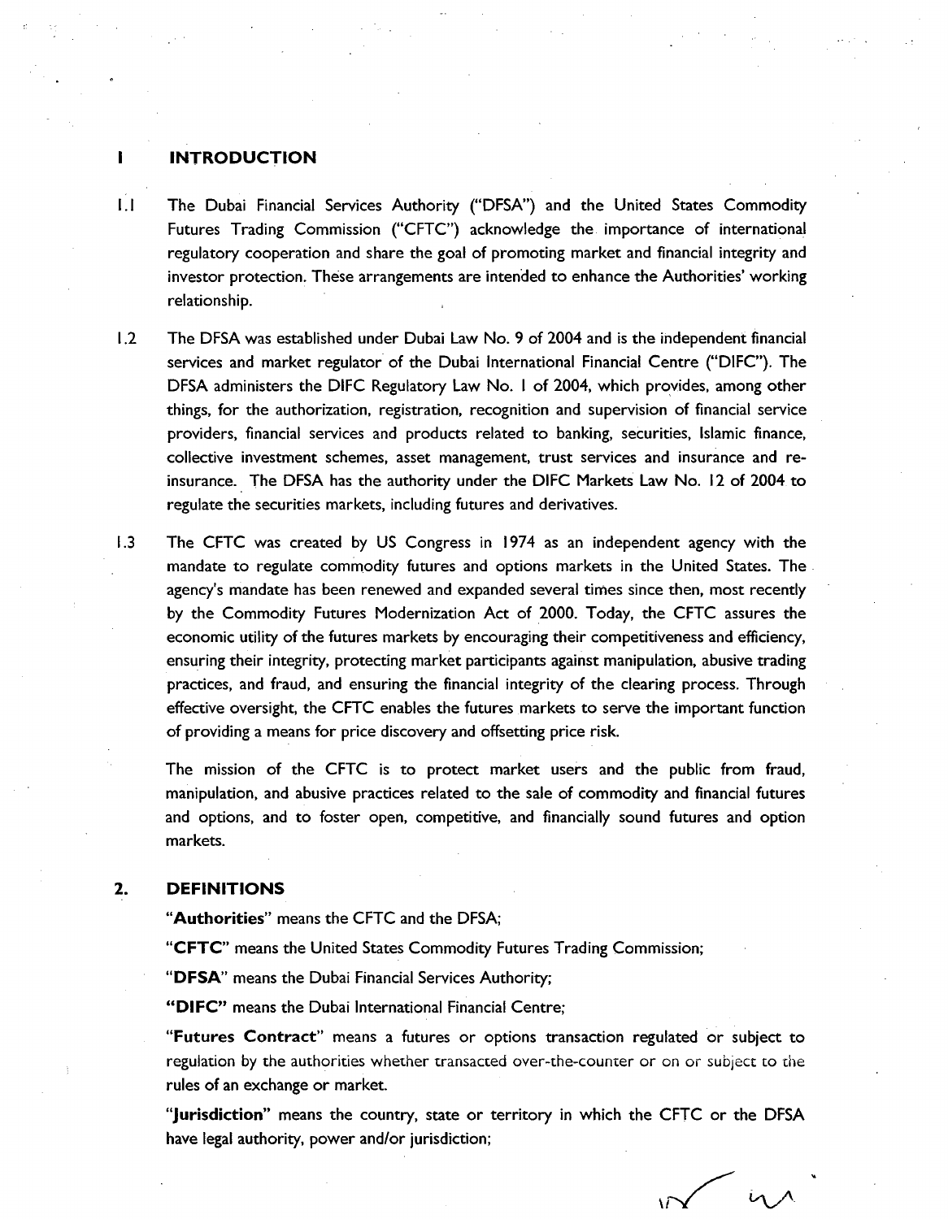## 1 INTRODUCTION

1.1 The Dubai Financial Services Authority ("DFSA") and the United States Commodity Futures Trading Commission ("CFTC") acknowledge the importance of international regulatory cooperation and share the goal of promoting market and financial integrity and investor protection. These arrangements are intended to enhance the Authorities' working relationship.

1.2 The DFSA was established under Dubai Law No. 9 of 2004 and is the independent financial services and market regulator of the Dubai International Financial Centre ("DIFC"). The DFSA administers the DIFC Regulatory Law No. 1 of 2004, which provides, among other things, for the authorization, registration, recognition and supervision of financial service providers, financial services and products related to banking, securities, Islamic finance, collective investment schemes, asset management, trust services and insurance and re-insurance. The DFSA has the authority under the DIFC Markets Law No. 12 of 2004 to regulate the securities markets, including futures and derivatives.

1.3 The CFTC was created by US Congress in 1974 as an independent agency with the mandate to regulate commodity futures and options markets in the United States. The agency's mandate has been renewed and expanded several times since then, most recently by the Commodity Futures Modernization Act of 2000. Today, the CFTC assures the economic utility of the futures markets by encouraging their competitiveness and efficiency, ensuring their integrity, protecting market participants against manipulation, abusive trading practices, and fraud, and ensuring the financial integrity of the clearing process. Through effective oversight, the CFTC enables the futures markets to serve the important function of providing a means for price discovery and offsetting price risk.

The mission of the CFTC is to protect market users and the public from fraud, manipulation, and abusive practices related to the sale of commodity and financial futures and options, and to foster open, competitive, and financially sound futures and option markets.

## 2. DEFINITIONS

"**Authorities**" means the CFTC and the DFSA;

"**CFTC**" means the United States Commodity Futures Trading Commission;

"**DFSA**" means the Dubai Financial Services Authority;

"**DIFC**" means the Dubai International Financial Centre;

"**Futures Contract**" means a futures or options transaction regulated or subject to regulation by the authorities whether transacted over-the-counter or on or subject to the rules of an exchange or market.

"**Jurisdiction**" means the country, state or territory in which the CFTC or the DFSA have legal authority, power and/or jurisdiction;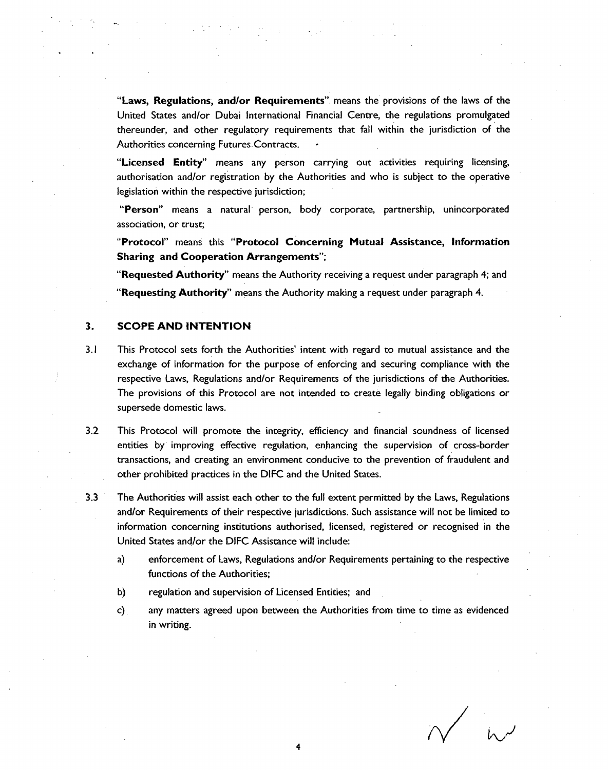"**Laws, Regulations, and/or Requirements**" means the provisions of the laws of the United States and/or Dubai International Financial Centre, the regulations promulgated thereunder, and other regulatory requirements that fall within the jurisdiction of the Authorities concerning Futures Contracts.

"**Licensed Entity**" means any person carrying out activities requiring licensing, authorisation and/or registration by the Authorities and who is subject to the operative legislation within the respective jurisdiction;

"**Person**" means a natural person, body corporate, partnership, unincorporated association, or trust;

"**Protocol**" means this "**Protocol Concerning Mutual Assistance, Information Sharing and Cooperation Arrangements**";

"**Requested Authority**" means the Authority receiving a request under paragraph 4; and

"**Requesting Authority**" means the Authority making a request under paragraph 4.

## 3. SCOPE AND INTENTION

3.1 This Protocol sets forth the Authorities' intent with regard to mutual assistance and the exchange of information for the purpose of enforcing and securing compliance with the respective Laws, Regulations and/or Requirements of the jurisdictions of the Authorities. The provisions of this Protocol are not intended to create legally binding obligations or supersede domestic laws.

3.2 This Protocol will promote the integrity, efficiency and financial soundness of licensed entities by improving effective regulation, enhancing the supervision of cross-border transactions, and creating an environment conducive to the prevention of fraudulent and other prohibited practices in the DIFC and the United States.

3.3 The Authorities will assist each other to the full extent permitted by the Laws, Regulations and/or Requirements of their respective jurisdictions. Such assistance will not be limited to information concerning institutions authorised, licensed, registered or recognised in the United States and/or the DIFC Assistance will include:

a) enforcement of Laws, Regulations and/or Requirements pertaining to the respective functions of the Authorities;

b) regulation and supervision of Licensed Entities; and

c) any matters agreed upon between the Authorities from time to time as evidenced in writing.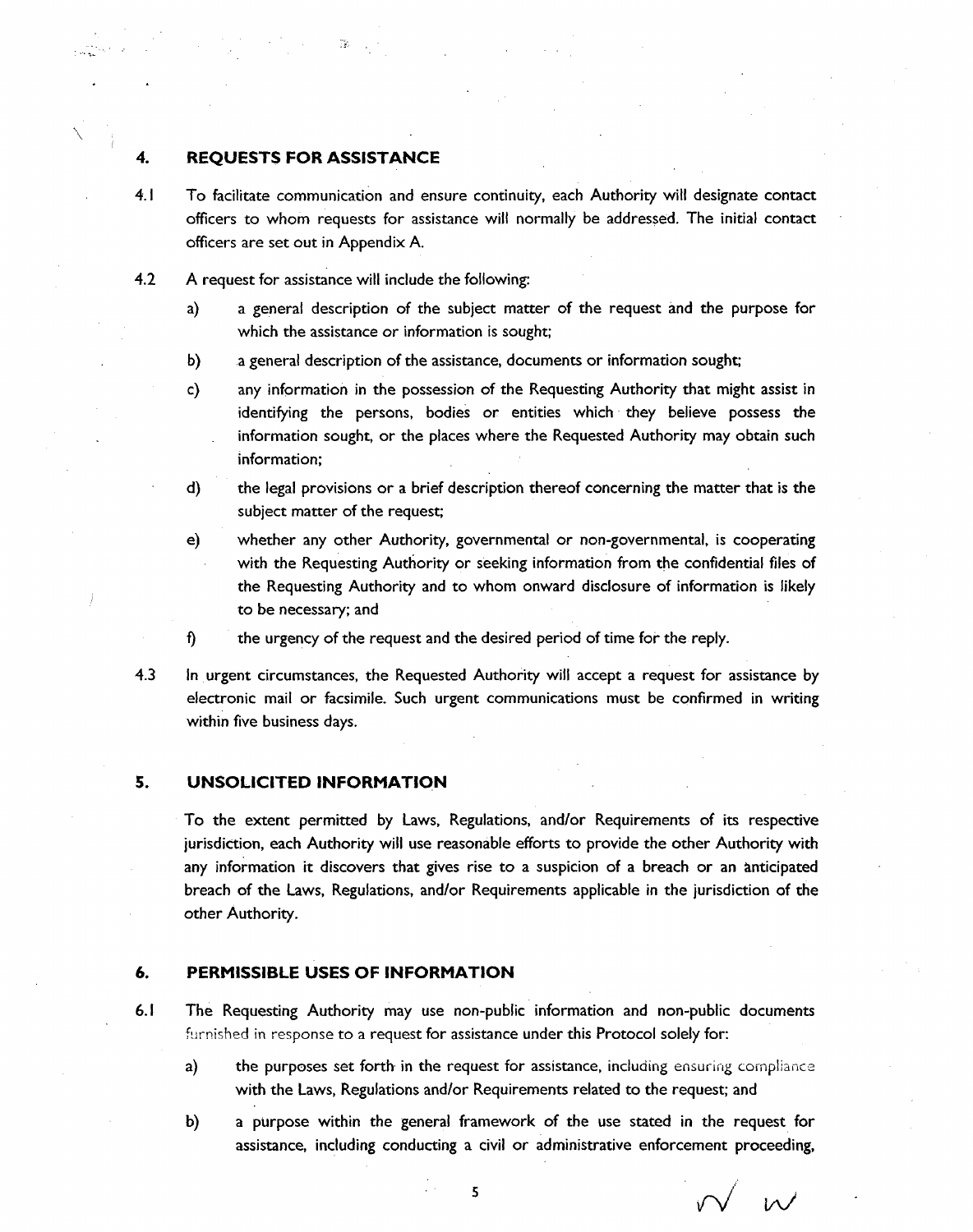## 4. REQUESTS FOR ASSISTANCE

4.1 To facilitate communication and ensure continuity, each Authority will designate contact officers to whom requests for assistance will normally be addressed. The initial contact officers are set out in Appendix A.

4.2 A request for assistance will include the following:

a) a general description of the subject matter of the request and the purpose for which the assistance or information is sought;

b) a general description of the assistance, documents or information sought;

c) any information in the possession of the Requesting Authority that might assist in identifying the persons, bodies or entities which they believe possess the information sought, or the places where the Requested Authority may obtain such information;

d) the legal provisions or a brief description thereof concerning the matter that is the subject matter of the request;

e) whether any other Authority, governmental or non-governmental, is cooperating with the Requesting Authority or seeking information from the confidential files of the Requesting Authority and to whom onward disclosure of information is likely to be necessary; and

f) the urgency of the request and the desired period of time for the reply.

4.3 In urgent circumstances, the Requested Authority will accept a request for assistance by electronic mail or facsimile. Such urgent communications must be confirmed in writing within five business days.

## 5. UNSOLICITED INFORMATION

To the extent permitted by Laws, Regulations, and/or Requirements of its respective jurisdiction, each Authority will use reasonable efforts to provide the other Authority with any information it discovers that gives rise to a suspicion of a breach or an anticipated breach of the Laws, Regulations, and/or Requirements applicable in the jurisdiction of the other Authority.

## 6. PERMISSIBLE USES OF INFORMATION

6.1 The Requesting Authority may use non-public information and non-public documents furnished in response to a request for assistance under this Protocol solely for:

a) the purposes set forth in the request for assistance, including ensuring compliance with the Laws, Regulations and/or Requirements related to the request; and

b) a purpose within the general framework of the use stated in the request for assistance, including conducting a civil or administrative enforcement proceeding,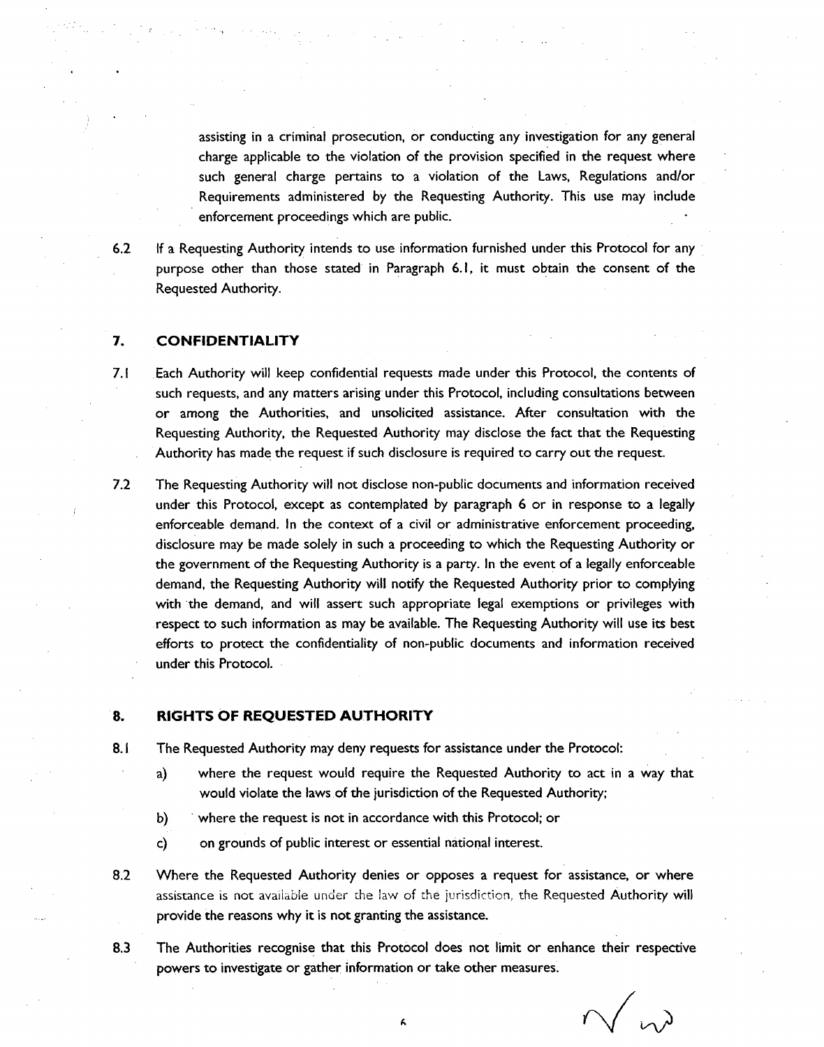assisting in a criminal prosecution, or conducting any investigation for any general charge applicable to the violation of the provision specified in the request where such general charge pertains to a violation of the Laws, Regulations and/or Requirements administered by the Requesting Authority. This use may include enforcement proceedings which are public.

6.2 If a Requesting Authority intends to use information furnished under this Protocol for any purpose other than those stated in Paragraph 6.1, it must obtain the consent of the Requested Authority.

## 7. CONFIDENTIALITY

7.1 Each Authority will keep confidential requests made under this Protocol, the contents of such requests, and any matters arising under this Protocol, including consultations between or among the Authorities, and unsolicited assistance. After consultation with the Requesting Authority, the Requested Authority may disclose the fact that the Requesting Authority has made the request if such disclosure is required to carry out the request.

7.2 The Requesting Authority will not disclose non-public documents and information received under this Protocol, except as contemplated by paragraph 6 or in response to a legally enforceable demand. In the context of a civil or administrative enforcement proceeding, disclosure may be made solely in such a proceeding to which the Requesting Authority or the government of the Requesting Authority is a party. In the event of a legally enforceable demand, the Requesting Authority will notify the Requested Authority prior to complying with the demand, and will assert such appropriate legal exemptions or privileges with respect to such information as may be available. The Requesting Authority will use its best efforts to protect the confidentiality of non-public documents and information received under this Protocol.

## 8. RIGHTS OF REQUESTED AUTHORITY

8.1 The Requested Authority may deny requests for assistance under the Protocol:

a) where the request would require the Requested Authority to act in a way that would violate the laws of the jurisdiction of the Requested Authority;

b) where the request is not in accordance with this Protocol; or

c) on grounds of public interest or essential national interest.

8.2 Where the Requested Authority denies or opposes a request for assistance, or where assistance is not available under the law of the jurisdiction, the Requested Authority will provide the reasons why it is not granting the assistance.

8.3 The Authorities recognise that this Protocol does not limit or enhance their respective powers to investigate or gather information or take other measures.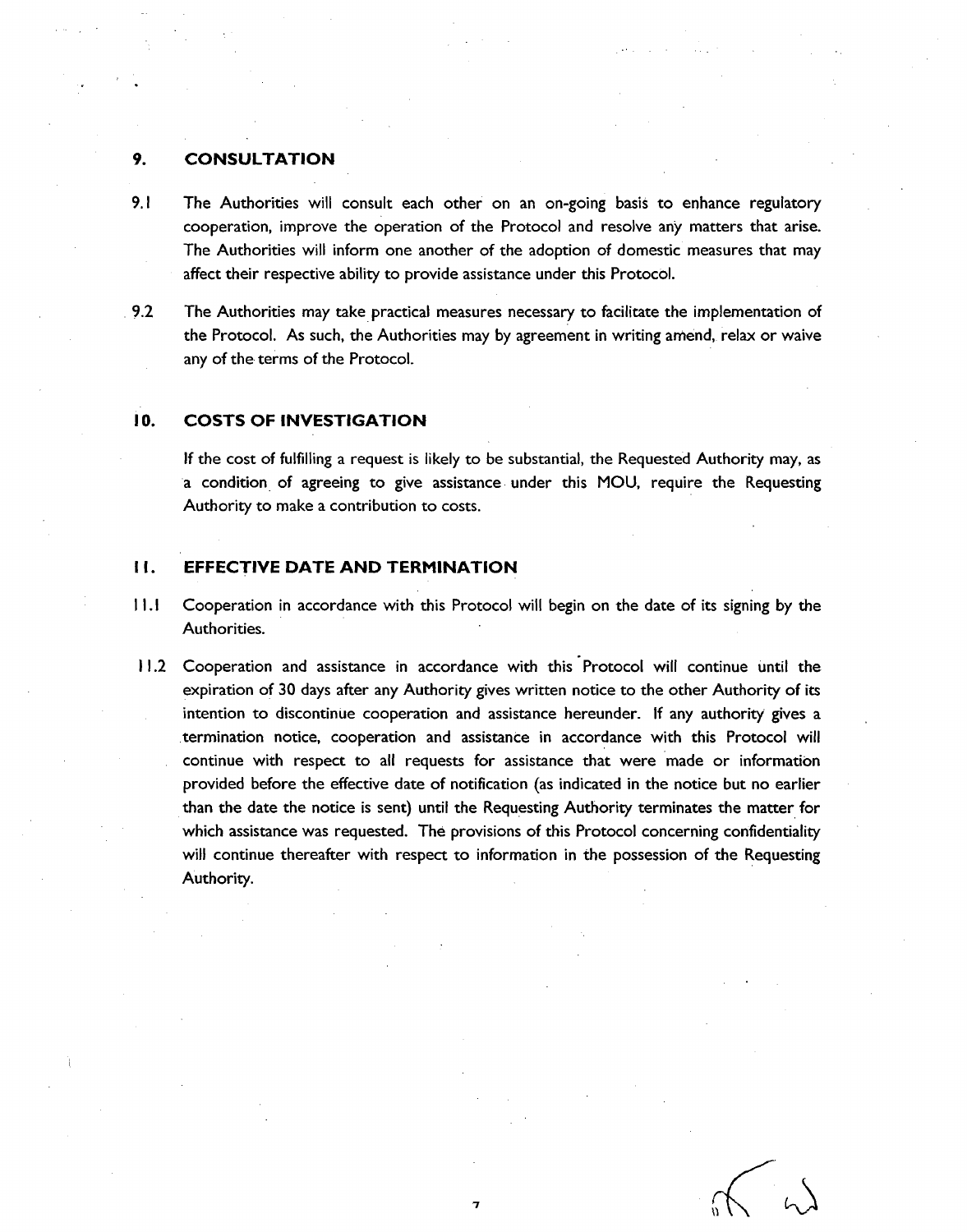## 9. CONSULTATION

9.1 The Authorities will consult each other on an on-going basis to enhance regulatory cooperation, improve the operation of the Protocol and resolve any matters that arise. The Authorities will inform one another of the adoption of domestic measures that may affect their respective ability to provide assistance under this Protocol.

9.2 The Authorities may take practical measures necessary to facilitate the implementation of the Protocol. As such, the Authorities may by agreement in writing amend, relax or waive any of the terms of the Protocol.

## 10. COSTS OF INVESTIGATION

If the cost of fulfilling a request is likely to be substantial, the Requested Authority may, as a condition of agreeing to give assistance under this MOU, require the Requesting Authority to make a contribution to costs.

## 11. EFFECTIVE DATE AND TERMINATION

11.1 Cooperation in accordance with this Protocol will begin on the date of its signing by the Authorities.

11.2 Cooperation and assistance in accordance with this Protocol will continue until the expiration of 30 days after any Authority gives written notice to the other Authority of its intention to discontinue cooperation and assistance hereunder. If any authority gives a termination notice, cooperation and assistance in accordance with this Protocol will continue with respect to all requests for assistance that were made or information provided before the effective date of notification (as indicated in the notice but no earlier than the date the notice is sent) until the Requesting Authority terminates the matter for which assistance was requested. The provisions of this Protocol concerning confidentiality will continue thereafter with respect to information in the possession of the Requesting Authority.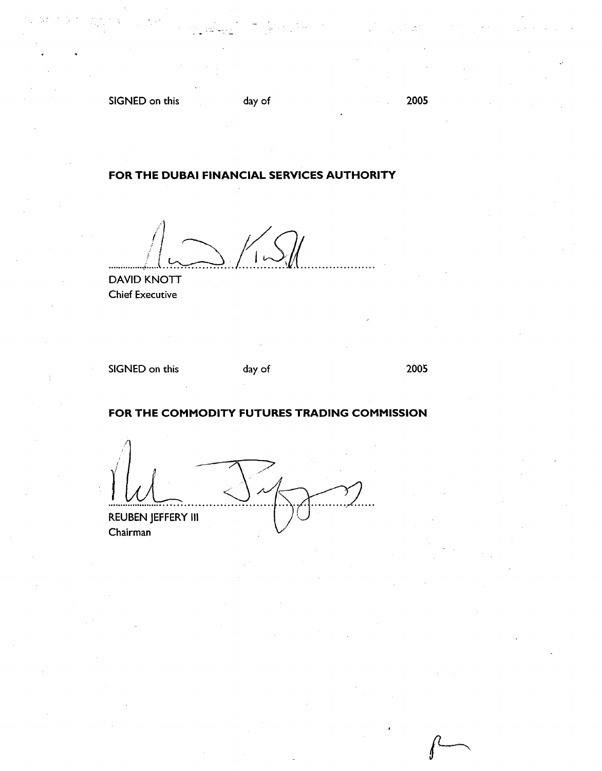SIGNED on this day of 2005

**FOR THE DUBAI FINANCIAL SERVICES AUTHORITY**

..............................................................................

DAVID KNOTT
Chief Executive

SIGNED on this day of 2005

**FOR THE COMMODITY FUTURES TRADING COMMISSION**

..............................................................................

REUBEN JEFFERY III
Chairman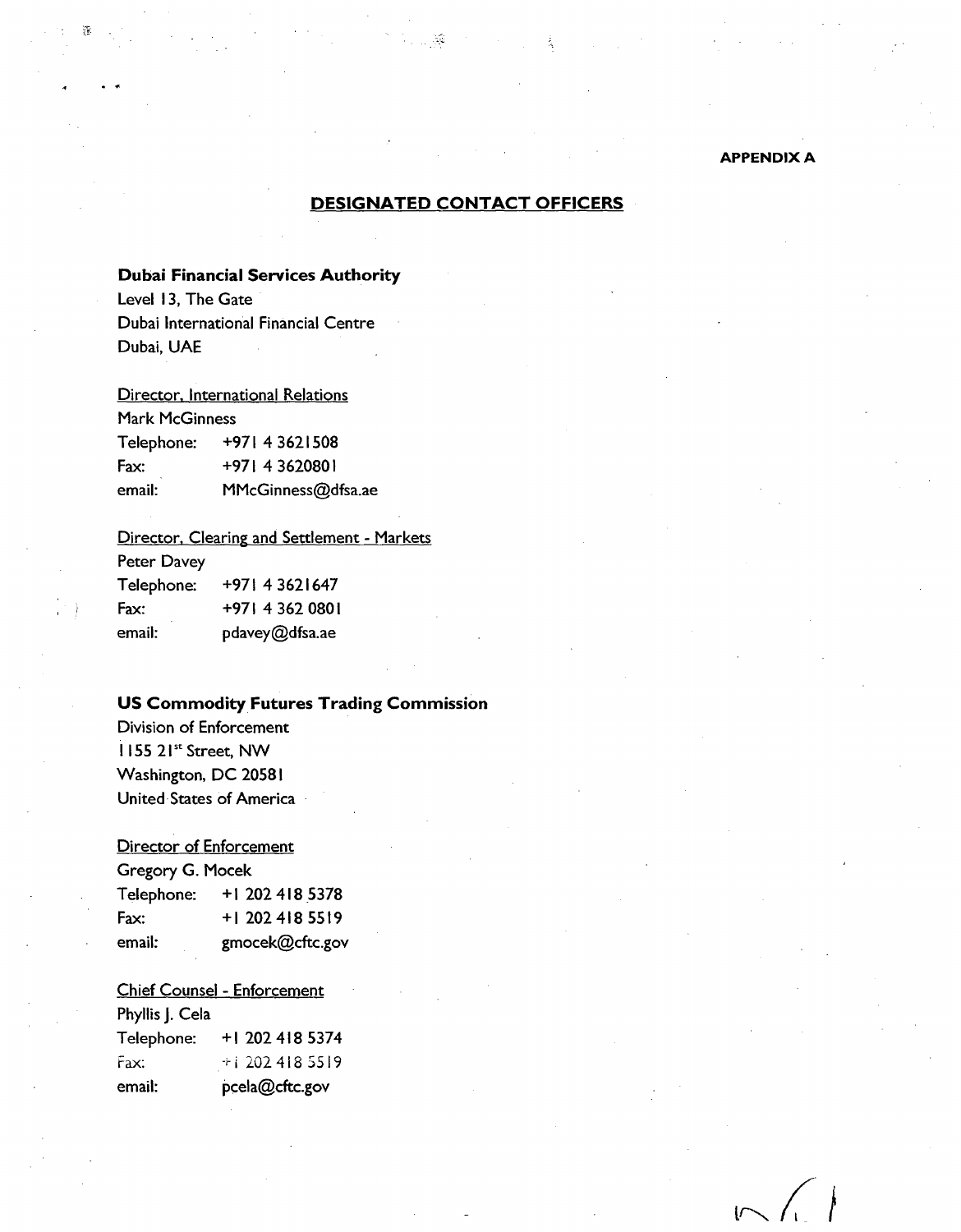**APPENDIX A**

## DESIGNATED CONTACT OFFICERS

**Dubai Financial Services Authority**
Level 13, The Gate
Dubai International Financial Centre
Dubai, UAE

Director, International Relations
Mark McGinness

| | |
|---|---|
| Telephone: | +971 4 3621508 |
| Fax: | +971 4 3620801 |
| email: | MMcGinness@dfsa.ae |

Director, Clearing and Settlement - Markets
Peter Davey

| | |
|---|---|
| Telephone: | +971 4 3621647 |
| Fax: | +971 4 362 0801 |
| email: | pdavey@dfsa.ae |

**US Commodity Futures Trading Commission**
Division of Enforcement
1155 21st Street, NW
Washington, DC 20581
United States of America

Director of Enforcement
Gregory G. Mocek

| | |
|---|---|
| Telephone: | +1 202 418 5378 |
| Fax: | +1 202 418 5519 |
| email: | gmocek@cftc.gov |

Chief Counsel - Enforcement
Phyllis J. Cela

| | |
|---|---|
| Telephone: | +1 202 418 5374 |
| Fax: | +1 202 418 5519 |
| email: | pcela@cftc.gov |